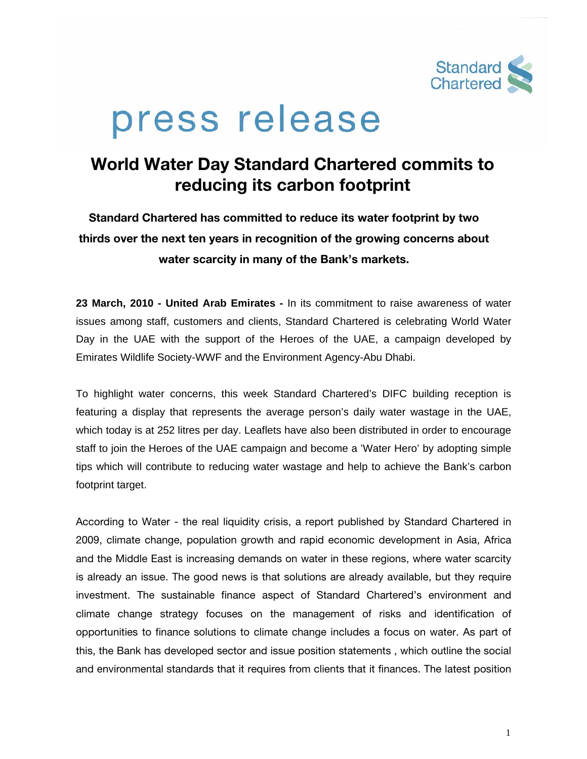press release

# World Water Day Standard Chartered commits to reducing its carbon footprint

**Standard Chartered has committed to reduce its water footprint by two thirds over the next ten years in recognition of the growing concerns about water scarcity in many of the Bank's markets.**

**23 March, 2010 - United Arab Emirates -** In its commitment to raise awareness of water issues among staff, customers and clients, Standard Chartered is celebrating World Water Day in the UAE with the support of the Heroes of the UAE, a campaign developed by Emirates Wildlife Society-WWF and the Environment Agency-Abu Dhabi.

To highlight water concerns, this week Standard Chartered's DIFC building reception is featuring a display that represents the average person's daily water wastage in the UAE, which today is at 252 litres per day. Leaflets have also been distributed in order to encourage staff to join the Heroes of the UAE campaign and become a 'Water Hero' by adopting simple tips which will contribute to reducing water wastage and help to achieve the Bank's carbon footprint target.

According to Water - the real liquidity crisis, a report published by Standard Chartered in 2009, climate change, population growth and rapid economic development in Asia, Africa and the Middle East is increasing demands on water in these regions, where water scarcity is already an issue. The good news is that solutions are already available, but they require investment. The sustainable finance aspect of Standard Chartered's environment and climate change strategy focuses on the management of risks and identification of opportunities to finance solutions to climate change includes a focus on water. As part of this, the Bank has developed sector and issue position statements , which outline the social and environmental standards that it requires from clients that it finances. The latest position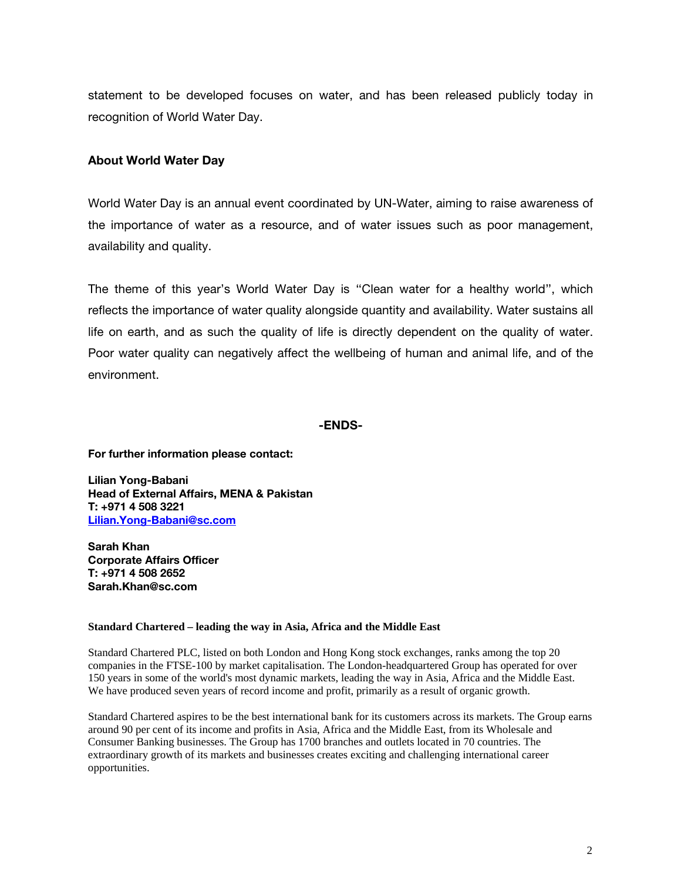statement to be developed focuses on water, and has been released publicly today in recognition of World Water Day.

## About World Water Day

World Water Day is an annual event coordinated by UN-Water, aiming to raise awareness of the importance of water as a resource, and of water issues such as poor management, availability and quality.

The theme of this year's World Water Day is "Clean water for a healthy world", which reflects the importance of water quality alongside quantity and availability. Water sustains all life on earth, and as such the quality of life is directly dependent on the quality of water. Poor water quality can negatively affect the wellbeing of human and animal life, and of the environment.

**-ENDS-**

**For further information please contact:**

**Lilian Yong-Babani**
**Head of External Affairs, MENA & Pakistan**
**T: +971 4 508 3221**
**Lilian.Yong-Babani@sc.com**

**Sarah Khan**
**Corporate Affairs Officer**
**T: +971 4 508 2652**
**Sarah.Khan@sc.com**

**Standard Chartered – leading the way in Asia, Africa and the Middle East**

Standard Chartered PLC, listed on both London and Hong Kong stock exchanges, ranks among the top 20 companies in the FTSE-100 by market capitalisation. The London-headquartered Group has operated for over 150 years in some of the world's most dynamic markets, leading the way in Asia, Africa and the Middle East. We have produced seven years of record income and profit, primarily as a result of organic growth.

Standard Chartered aspires to be the best international bank for its customers across its markets. The Group earns around 90 per cent of its income and profits in Asia, Africa and the Middle East, from its Wholesale and Consumer Banking businesses. The Group has 1700 branches and outlets located in 70 countries. The extraordinary growth of its markets and businesses creates exciting and challenging international career opportunities.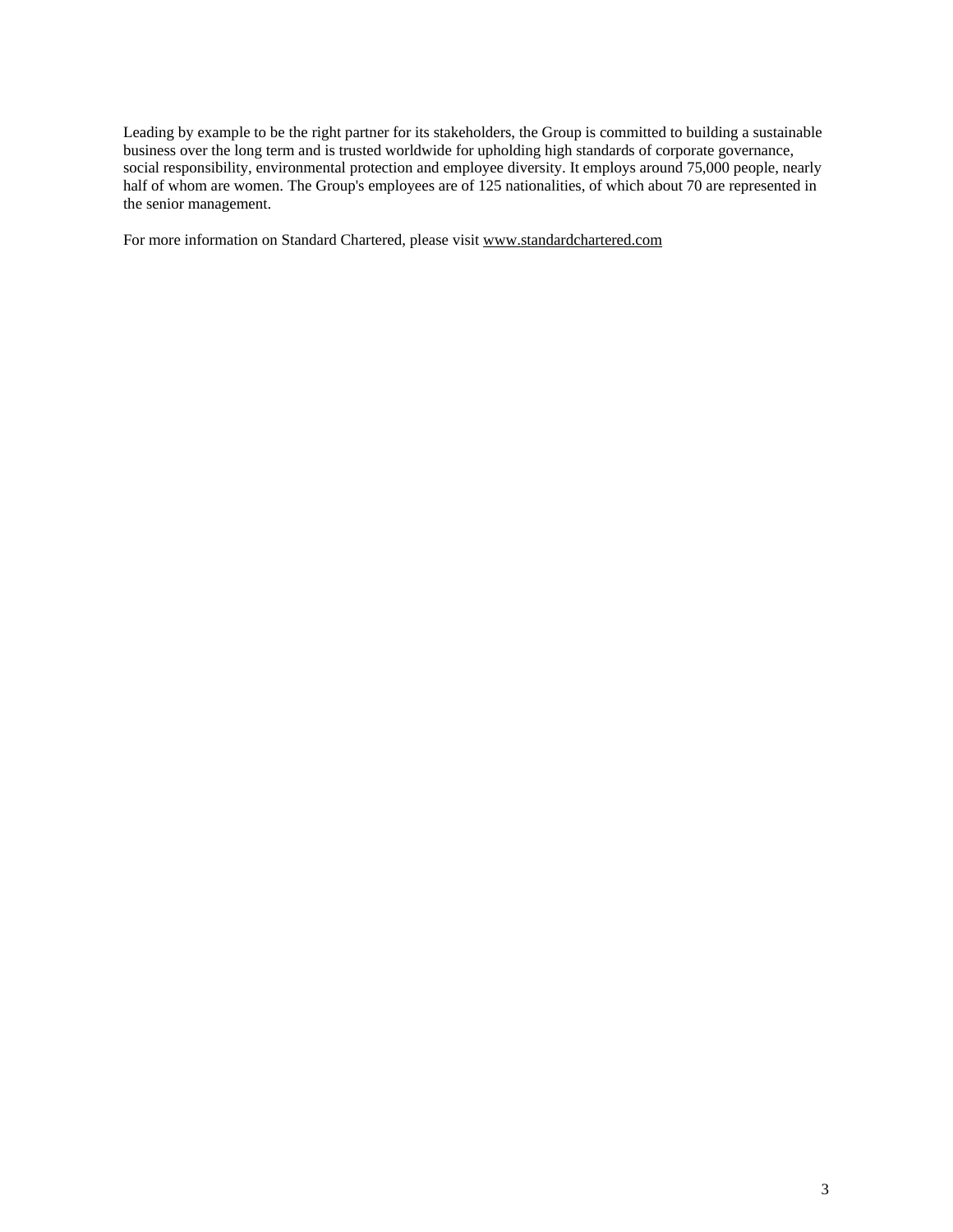Leading by example to be the right partner for its stakeholders, the Group is committed to building a sustainable business over the long term and is trusted worldwide for upholding high standards of corporate governance, social responsibility, environmental protection and employee diversity. It employs around 75,000 people, nearly half of whom are women. The Group's employees are of 125 nationalities, of which about 70 are represented in the senior management.

For more information on Standard Chartered, please visit www.standardchartered.com